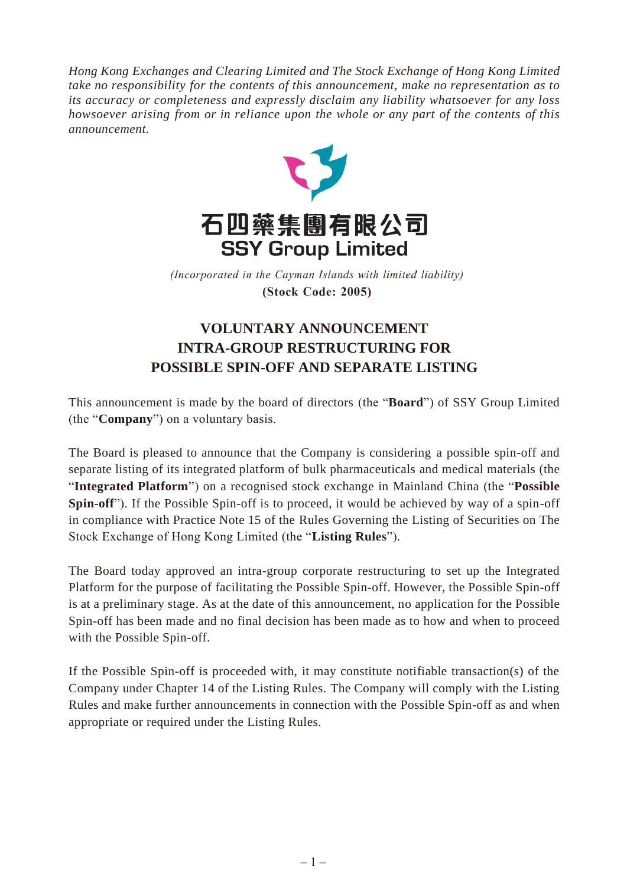*Hong Kong Exchanges and Clearing Limited and The Stock Exchange of Hong Kong Limited take no responsibility for the contents of this announcement, make no representation as to its accuracy or completeness and expressly disclaim any liability whatsoever for any loss howsoever arising from or in reliance upon the whole or any part of the contents of this announcement.*

石四藥集團有限公司
**SSY Group Limited**

*(Incorporated in the Cayman Islands with limited liability)*
**(Stock Code: 2005)**

# VOLUNTARY ANNOUNCEMENT INTRA-GROUP RESTRUCTURING FOR POSSIBLE SPIN-OFF AND SEPARATE LISTING

This announcement is made by the board of directors (the "**Board**") of SSY Group Limited (the "**Company**") on a voluntary basis.

The Board is pleased to announce that the Company is considering a possible spin-off and separate listing of its integrated platform of bulk pharmaceuticals and medical materials (the "**Integrated Platform**") on a recognised stock exchange in Mainland China (the "**Possible Spin-off**"). If the Possible Spin-off is to proceed, it would be achieved by way of a spin-off in compliance with Practice Note 15 of the Rules Governing the Listing of Securities on The Stock Exchange of Hong Kong Limited (the "**Listing Rules**").

The Board today approved an intra-group corporate restructuring to set up the Integrated Platform for the purpose of facilitating the Possible Spin-off. However, the Possible Spin-off is at a preliminary stage. As at the date of this announcement, no application for the Possible Spin-off has been made and no final decision has been made as to how and when to proceed with the Possible Spin-off.

If the Possible Spin-off is proceeded with, it may constitute notifiable transaction(s) of the Company under Chapter 14 of the Listing Rules. The Company will comply with the Listing Rules and make further announcements in connection with the Possible Spin-off as and when appropriate or required under the Listing Rules.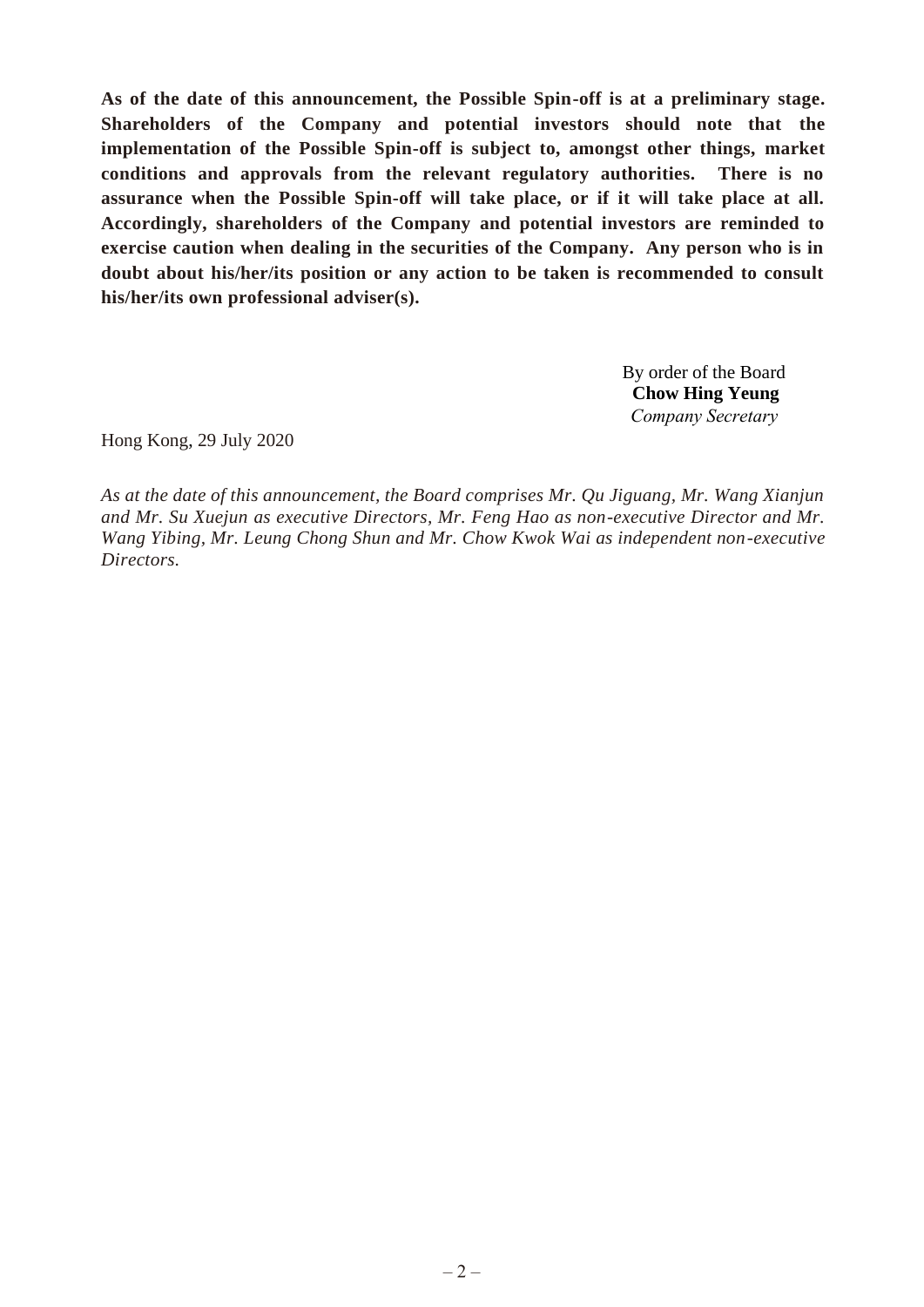**As of the date of this announcement, the Possible Spin-off is at a preliminary stage. Shareholders of the Company and potential investors should note that the implementation of the Possible Spin-off is subject to, amongst other things, market conditions and approvals from the relevant regulatory authorities. There is no assurance when the Possible Spin-off will take place, or if it will take place at all. Accordingly, shareholders of the Company and potential investors are reminded to exercise caution when dealing in the securities of the Company. Any person who is in doubt about his/her/its position or any action to be taken is recommended to consult his/her/its own professional adviser(s).**

By order of the Board
**Chow Hing Yeung**
*Company Secretary*

Hong Kong, 29 July 2020

*As at the date of this announcement, the Board comprises Mr. Qu Jiguang, Mr. Wang Xianjun and Mr. Su Xuejun as executive Directors, Mr. Feng Hao as non-executive Director and Mr. Wang Yibing, Mr. Leung Chong Shun and Mr. Chow Kwok Wai as independent non-executive Directors.*